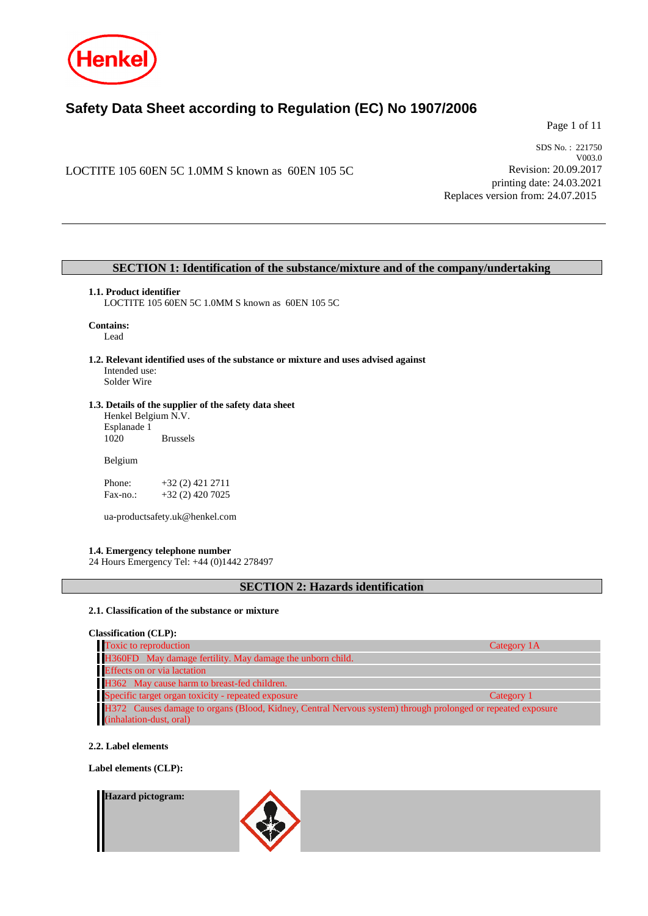# Safety Data Sheet according to Regulation (EC) No 1907/2006

LOCTITE 105 60EN 5C 1.0MM S known as 60EN 105 5C

SDS No. : 221750
V003.0
Revision: 20.09.2017
printing date: 24.03.2021
Replaces version from: 24.07.2015

## SECTION 1: Identification of the substance/mixture and of the company/undertaking

**1.1. Product identifier**
LOCTITE 105 60EN 5C 1.0MM S known as 60EN 105 5C

**Contains:**
Lead

**1.2. Relevant identified uses of the substance or mixture and uses advised against**
Intended use:
Solder Wire

**1.3. Details of the supplier of the safety data sheet**
Henkel Belgium N.V.
Esplanade 1
1020 Brussels

Belgium

Phone: +32 (2) 421 2711
Fax-no.: +32 (2) 420 7025

ua-productsafety.uk@henkel.com

**1.4. Emergency telephone number**
24 Hours Emergency Tel: +44 (0)1442 278497

## SECTION 2: Hazards identification

**2.1. Classification of the substance or mixture**

**Classification (CLP):**

| | |
|---|---|
| Toxic to reproduction | Category 1A |
| H360FD May damage fertility. May damage the unborn child. | |
| Effects on or via lactation | |
| H362 May cause harm to breast-fed children. | |
| Specific target organ toxicity - repeated exposure | Category 1 |
| H372 Causes damage to organs (Blood, Kidney, Central Nervous system) through prolonged or repeated exposure (inhalation-dust, oral) | |

**2.2. Label elements**

**Label elements (CLP):**

**Hazard pictogram:**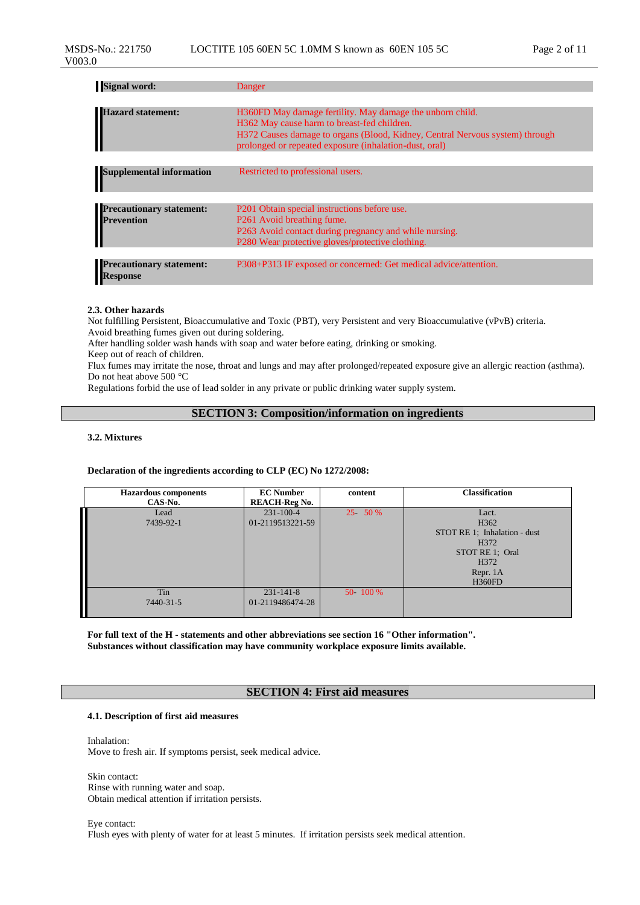| | |
|---|---|
| **Signal word:** | Danger |
| **Hazard statement:** | H360FD May damage fertility. May damage the unborn child.<br>H362 May cause harm to breast-fed children.<br>H372 Causes damage to organs (Blood, Kidney, Central Nervous system) through prolonged or repeated exposure (inhalation-dust, oral) |
| **Supplemental information** | Restricted to professional users. |
| **Precautionary statement: Prevention** | P201 Obtain special instructions before use.<br>P261 Avoid breathing fume.<br>P263 Avoid contact during pregnancy and while nursing.<br>P280 Wear protective gloves/protective clothing. |
| **Precautionary statement: Response** | P308+P313 IF exposed or concerned: Get medical advice/attention. |

**2.3. Other hazards**

Not fulfilling Persistent, Bioaccumulative and Toxic (PBT), very Persistent and very Bioaccumulative (vPvB) criteria.
Avoid breathing fumes given out during soldering.
After handling solder wash hands with soap and water before eating, drinking or smoking.
Keep out of reach of children.
Flux fumes may irritate the nose, throat and lungs and may after prolonged/repeated exposure give an allergic reaction (asthma).
Do not heat above 500 °C
Regulations forbid the use of lead solder in any private or public drinking water supply system.

## SECTION 3: Composition/information on ingredients

**3.2. Mixtures**

**Declaration of the ingredients according to CLP (EC) No 1272/2008:**

| Hazardous components<br>CAS-No. | EC Number<br>REACH-Reg No. | content | Classification |
|---|---|---|---|
| Lead<br>7439-92-1 | 231-100-4<br>01-2119513221-59 | 25- 50 % | Lact.<br>H362<br>STOT RE 1; Inhalation - dust<br>H372<br>STOT RE 1; Oral<br>H372<br>Repr. 1A<br>H360FD |
| Tin<br>7440-31-5 | 231-141-8<br>01-2119486474-28 | 50- 100 % | |

**For full text of the H - statements and other abbreviations see section 16 "Other information".**
**Substances without classification may have community workplace exposure limits available.**

## SECTION 4: First aid measures

**4.1. Description of first aid measures**

Inhalation:
Move to fresh air. If symptoms persist, seek medical advice.

Skin contact:
Rinse with running water and soap.
Obtain medical attention if irritation persists.

Eye contact:
Flush eyes with plenty of water for at least 5 minutes. If irritation persists seek medical attention.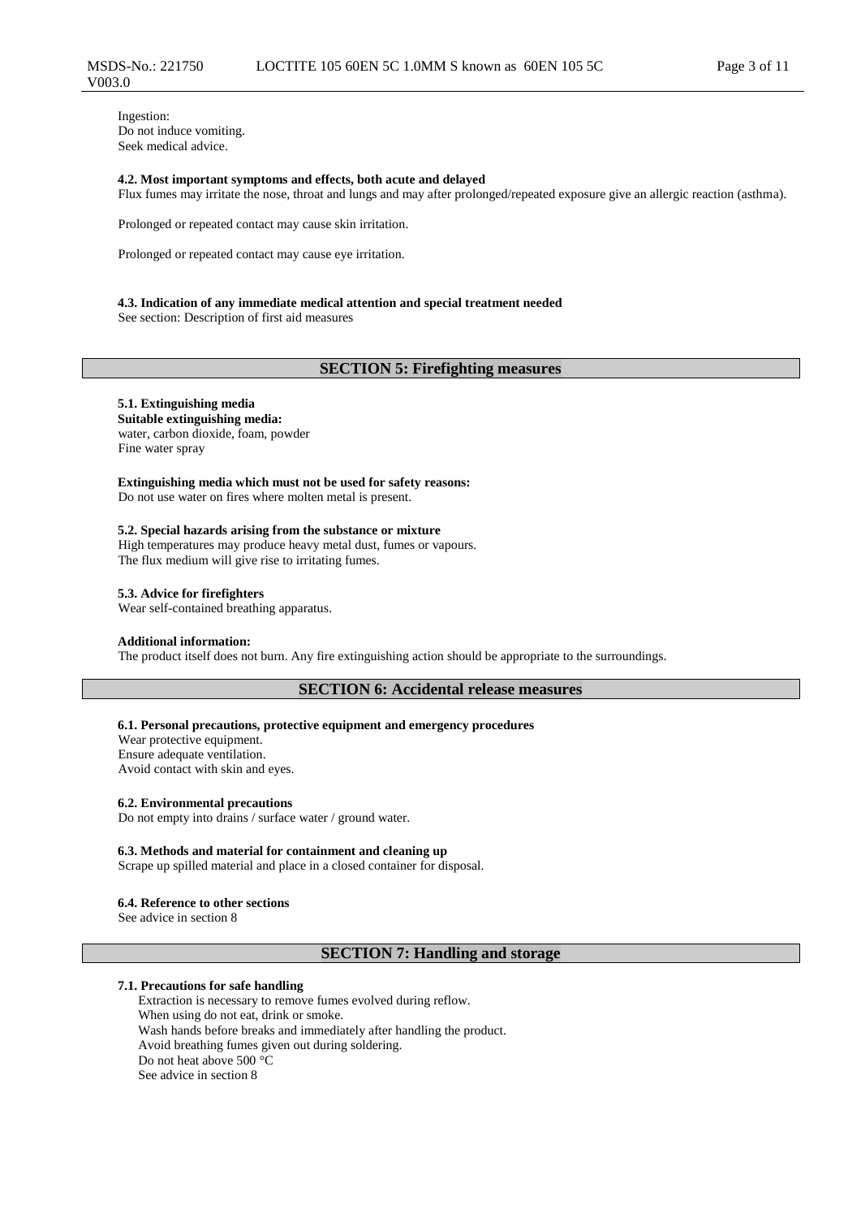Ingestion:
Do not induce vomiting.
Seek medical advice.

**4.2. Most important symptoms and effects, both acute and delayed**
Flux fumes may irritate the nose, throat and lungs and may after prolonged/repeated exposure give an allergic reaction (asthma).

Prolonged or repeated contact may cause skin irritation.

Prolonged or repeated contact may cause eye irritation.

**4.3. Indication of any immediate medical attention and special treatment needed**
See section: Description of first aid measures

## SECTION 5: Firefighting measures

**5.1. Extinguishing media**
**Suitable extinguishing media:**
water, carbon dioxide, foam, powder
Fine water spray

**Extinguishing media which must not be used for safety reasons:**
Do not use water on fires where molten metal is present.

**5.2. Special hazards arising from the substance or mixture**
High temperatures may produce heavy metal dust, fumes or vapours.
The flux medium will give rise to irritating fumes.

**5.3. Advice for firefighters**
Wear self-contained breathing apparatus.

**Additional information:**
The product itself does not burn. Any fire extinguishing action should be appropriate to the surroundings.

## SECTION 6: Accidental release measures

**6.1. Personal precautions, protective equipment and emergency procedures**
Wear protective equipment.
Ensure adequate ventilation.
Avoid contact with skin and eyes.

**6.2. Environmental precautions**
Do not empty into drains / surface water / ground water.

**6.3. Methods and material for containment and cleaning up**
Scrape up spilled material and place in a closed container for disposal.

**6.4. Reference to other sections**
See advice in section 8

## SECTION 7: Handling and storage

**7.1. Precautions for safe handling**
Extraction is necessary to remove fumes evolved during reflow.
When using do not eat, drink or smoke.
Wash hands before breaks and immediately after handling the product.
Avoid breathing fumes given out during soldering.
Do not heat above 500 °C
See advice in section 8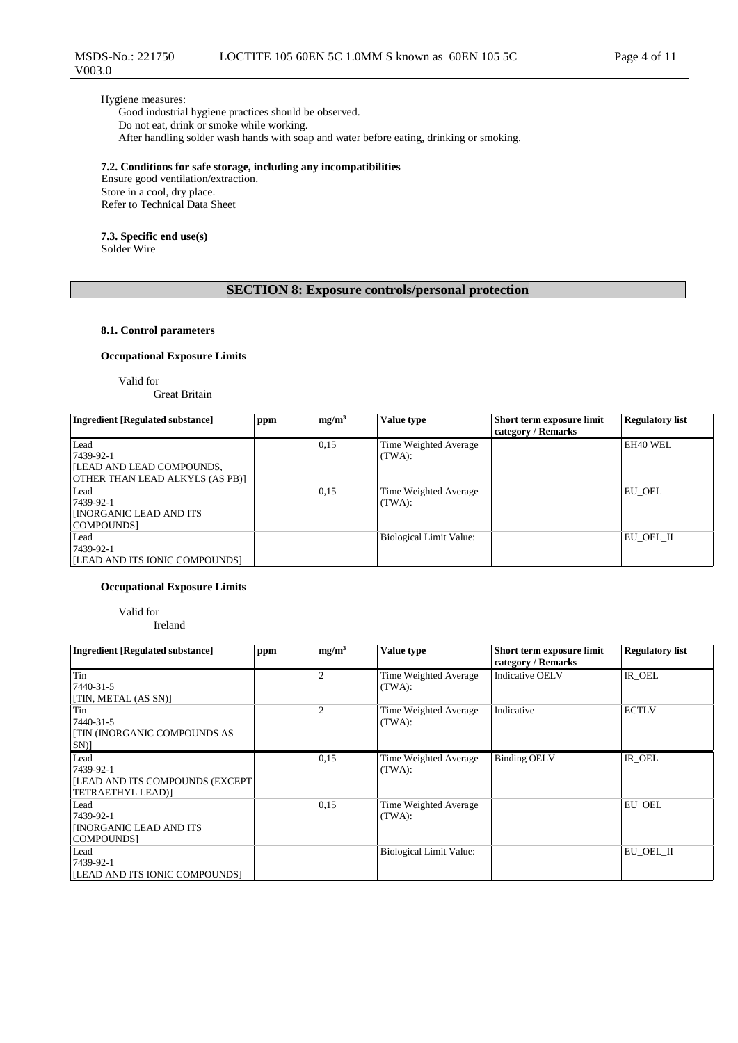Hygiene measures:

Good industrial hygiene practices should be observed.
Do not eat, drink or smoke while working.
After handling solder wash hands with soap and water before eating, drinking or smoking.

**7.2. Conditions for safe storage, including any incompatibilities**

Ensure good ventilation/extraction.
Store in a cool, dry place.
Refer to Technical Data Sheet

**7.3. Specific end use(s)**

Solder Wire

## SECTION 8: Exposure controls/personal protection

**8.1. Control parameters**

**Occupational Exposure Limits**

Valid for
Great Britain

| Ingredient [Regulated substance] | ppm | $mg/m^3$ | Value type | Short term exposure limit category / Remarks | Regulatory list |
|---|---|---|---|---|---|
| Lead<br>7439-92-1<br>[LEAD AND LEAD COMPOUNDS, OTHER THAN LEAD ALKYLS (AS PB)] | | 0,15 | Time Weighted Average (TWA): | | EH40 WEL |
| Lead<br>7439-92-1<br>[INORGANIC LEAD AND ITS COMPOUNDS] | | 0,15 | Time Weighted Average (TWA): | | EU_OEL |
| Lead<br>7439-92-1<br>[LEAD AND ITS IONIC COMPOUNDS] | | | Biological Limit Value: | | EU_OEL_II |

**Occupational Exposure Limits**

Valid for
Ireland

| Ingredient [Regulated substance] | ppm | $mg/m^3$ | Value type | Short term exposure limit category / Remarks | Regulatory list |
|---|---|---|---|---|---|
| Tin<br>7440-31-5<br>[TIN, METAL (AS SN)] | | 2 | Time Weighted Average (TWA): | Indicative OELV | IR_OEL |
| Tin<br>7440-31-5<br>[TIN (INORGANIC COMPOUNDS AS SN)] | | 2 | Time Weighted Average (TWA): | Indicative | ECTLV |
| Lead<br>7439-92-1<br>[LEAD AND ITS COMPOUNDS (EXCEPT TETRAETHYL LEAD)] | | 0,15 | Time Weighted Average (TWA): | Binding OELV | IR_OEL |
| Lead<br>7439-92-1<br>[INORGANIC LEAD AND ITS COMPOUNDS] | | 0,15 | Time Weighted Average (TWA): | | EU_OEL |
| Lead<br>7439-92-1<br>[LEAD AND ITS IONIC COMPOUNDS] | | | Biological Limit Value: | | EU_OEL_II |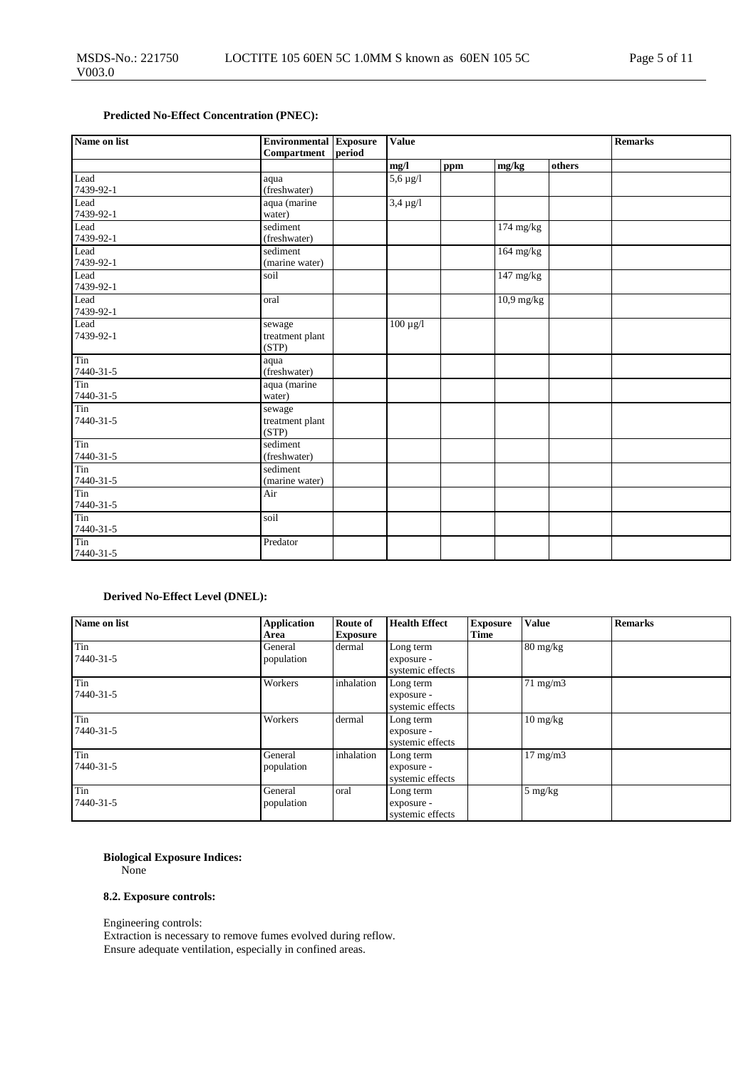**Predicted No-Effect Concentration (PNEC):**

| Name on list | Environmental Compartment | Exposure period | Value | | | | Remarks |
|---|---|---|---|---|---|---|---|
| | | | mg/l | ppm | mg/kg | others | |
| Lead<br>7439-92-1 | aqua (freshwater) | | 5,6 µg/l | | | | |
| Lead<br>7439-92-1 | aqua (marine water) | | 3,4 µg/l | | | | |
| Lead<br>7439-92-1 | sediment (freshwater) | | | | 174 mg/kg | | |
| Lead<br>7439-92-1 | sediment (marine water) | | | | 164 mg/kg | | |
| Lead<br>7439-92-1 | soil | | | | 147 mg/kg | | |
| Lead<br>7439-92-1 | oral | | | | 10,9 mg/kg | | |
| Lead<br>7439-92-1 | sewage treatment plant (STP) | | 100 µg/l | | | | |
| Tin<br>7440-31-5 | aqua (freshwater) | | | | | | |
| Tin<br>7440-31-5 | aqua (marine water) | | | | | | |
| Tin<br>7440-31-5 | sewage treatment plant (STP) | | | | | | |
| Tin<br>7440-31-5 | sediment (freshwater) | | | | | | |
| Tin<br>7440-31-5 | sediment (marine water) | | | | | | |
| Tin<br>7440-31-5 | Air | | | | | | |
| Tin<br>7440-31-5 | soil | | | | | | |
| Tin<br>7440-31-5 | Predator | | | | | | |

**Derived No-Effect Level (DNEL):**

| Name on list | Application Area | Route of Exposure | Health Effect | Exposure Time | Value | Remarks |
|---|---|---|---|---|---|---|
| Tin<br>7440-31-5 | General population | dermal | Long term exposure - systemic effects | | 80 mg/kg | |
| Tin<br>7440-31-5 | Workers | inhalation | Long term exposure - systemic effects | | 71 mg/m3 | |
| Tin<br>7440-31-5 | Workers | dermal | Long term exposure - systemic effects | | 10 mg/kg | |
| Tin<br>7440-31-5 | General population | inhalation | Long term exposure - systemic effects | | 17 mg/m3 | |
| Tin<br>7440-31-5 | General population | oral | Long term exposure - systemic effects | | 5 mg/kg | |

**Biological Exposure Indices:**
None

**8.2. Exposure controls:**

Engineering controls:
Extraction is necessary to remove fumes evolved during reflow.
Ensure adequate ventilation, especially in confined areas.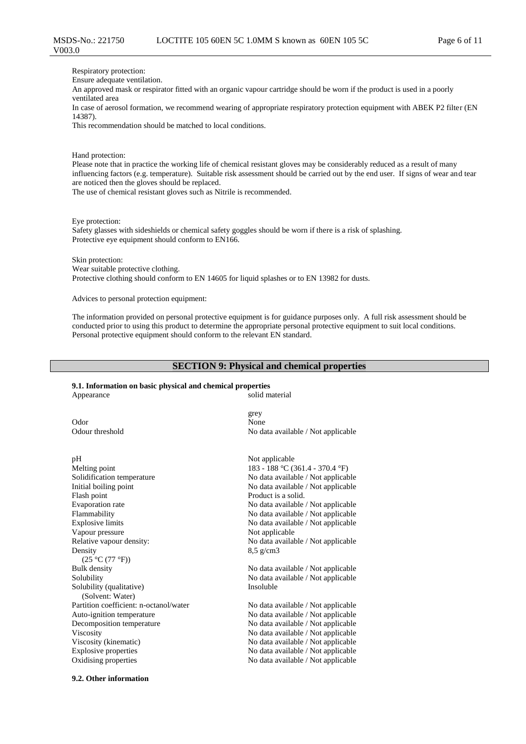Respiratory protection:
Ensure adequate ventilation.
An approved mask or respirator fitted with an organic vapour cartridge should be worn if the product is used in a poorly ventilated area
In case of aerosol formation, we recommend wearing of appropriate respiratory protection equipment with ABEK P2 filter (EN 14387).
This recommendation should be matched to local conditions.

Hand protection:
Please note that in practice the working life of chemical resistant gloves may be considerably reduced as a result of many influencing factors (e.g. temperature). Suitable risk assessment should be carried out by the end user. If signs of wear and tear are noticed then the gloves should be replaced.
The use of chemical resistant gloves such as Nitrile is recommended.

Eye protection:
Safety glasses with sideshields or chemical safety goggles should be worn if there is a risk of splashing.
Protective eye equipment should conform to EN166.

Skin protection:
Wear suitable protective clothing.
Protective clothing should conform to EN 14605 for liquid splashes or to EN 13982 for dusts.

Advices to personal protection equipment:

The information provided on personal protective equipment is for guidance purposes only. A full risk assessment should be conducted prior to using this product to determine the appropriate personal protective equipment to suit local conditions. Personal protective equipment should conform to the relevant EN standard.

## SECTION 9: Physical and chemical properties

### 9.1. Information on basic physical and chemical properties

| | |
|---|---|
| Appearance | solid material<br>grey |
| Odor | None |
| Odour threshold | No data available / Not applicable |
| pH | Not applicable |
| Melting point | 183 - 188 °C (361.4 - 370.4 °F) |
| Solidification temperature | No data available / Not applicable |
| Initial boiling point | No data available / Not applicable |
| Flash point | Product is a solid. |
| Evaporation rate | No data available / Not applicable |
| Flammability | No data available / Not applicable |
| Explosive limits | No data available / Not applicable |
| Vapour pressure | Not applicable |
| Relative vapour density: | No data available / Not applicable |
| Density (25 °C (77 °F)) | 8,5 g/cm3 |
| Bulk density | No data available / Not applicable |
| Solubility | No data available / Not applicable |
| Solubility (qualitative) (Solvent: Water) | Insoluble |
| Partition coefficient: n-octanol/water | No data available / Not applicable |
| Auto-ignition temperature | No data available / Not applicable |
| Decomposition temperature | No data available / Not applicable |
| Viscosity | No data available / Not applicable |
| Viscosity (kinematic) | No data available / Not applicable |
| Explosive properties | No data available / Not applicable |
| Oxidising properties | No data available / Not applicable |

### 9.2. Other information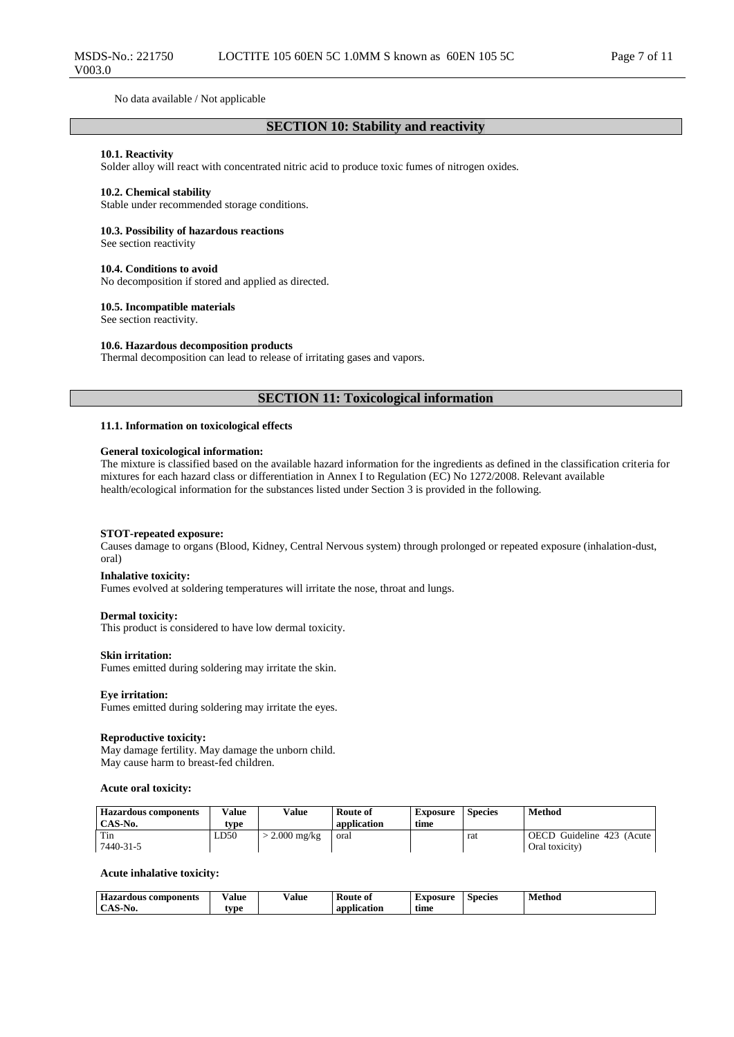No data available / Not applicable

## SECTION 10: Stability and reactivity

**10.1. Reactivity**
Solder alloy will react with concentrated nitric acid to produce toxic fumes of nitrogen oxides.

**10.2. Chemical stability**
Stable under recommended storage conditions.

**10.3. Possibility of hazardous reactions**
See section reactivity

**10.4. Conditions to avoid**
No decomposition if stored and applied as directed.

**10.5. Incompatible materials**
See section reactivity.

**10.6. Hazardous decomposition products**
Thermal decomposition can lead to release of irritating gases and vapors.

## SECTION 11: Toxicological information

**11.1. Information on toxicological effects**

**General toxicological information:**
The mixture is classified based on the available hazard information for the ingredients as defined in the classification criteria for mixtures for each hazard class or differentiation in Annex I to Regulation (EC) No 1272/2008. Relevant available health/ecological information for the substances listed under Section 3 is provided in the following.

**STOT-repeated exposure:**
Causes damage to organs (Blood, Kidney, Central Nervous system) through prolonged or repeated exposure (inhalation-dust, oral)

**Inhalative toxicity:**
Fumes evolved at soldering temperatures will irritate the nose, throat and lungs.

**Dermal toxicity:**
This product is considered to have low dermal toxicity.

**Skin irritation:**
Fumes emitted during soldering may irritate the skin.

**Eye irritation:**
Fumes emitted during soldering may irritate the eyes.

**Reproductive toxicity:**
May damage fertility. May damage the unborn child.
May cause harm to breast-fed children.

**Acute oral toxicity:**

| Hazardous components CAS-No. | Value type | Value | Route of application | Exposure time | Species | Method |
|---|---|---|---|---|---|---|
| Tin 7440-31-5 | LD50 | > 2.000 mg/kg | oral | | rat | OECD Guideline 423 (Acute Oral toxicity) |

**Acute inhalative toxicity:**

| Hazardous components CAS-No. | Value type | Value | Route of application | Exposure time | Species | Method |
|---|---|---|---|---|---|---|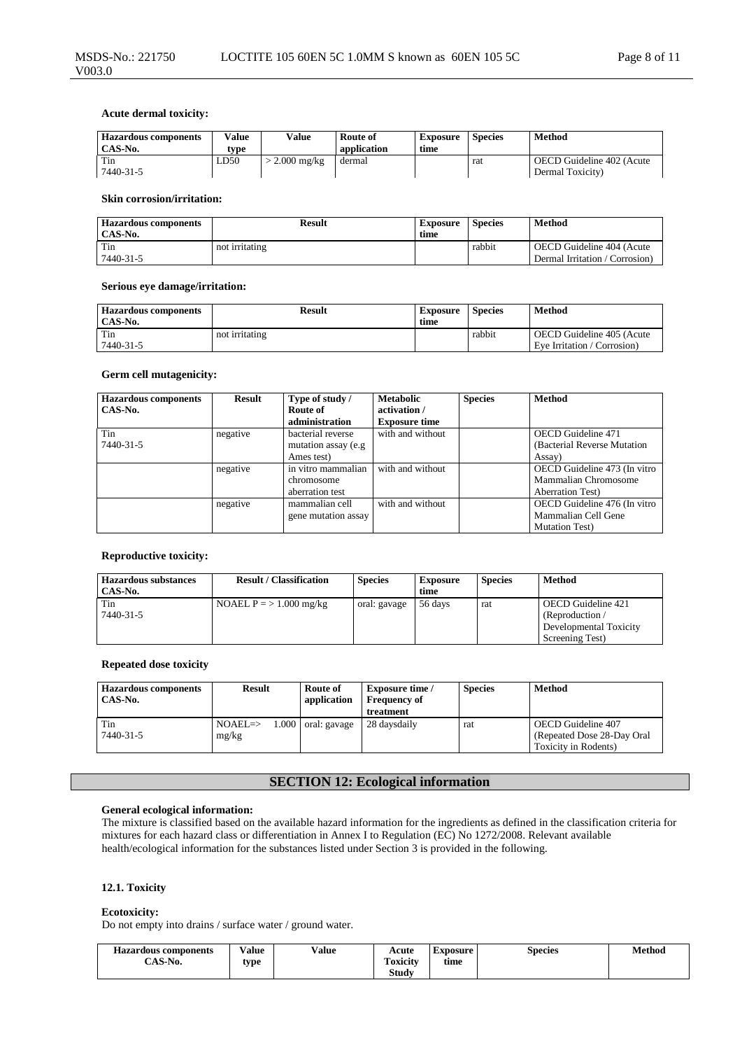**Acute dermal toxicity:**

| Hazardous components CAS-No. | Value type | Value | Route of application | Exposure time | Species | Method |
|---|---|---|---|---|---|---|
| Tin 7440-31-5 | LD50 | > 2.000 mg/kg | dermal | | rat | OECD Guideline 402 (Acute Dermal Toxicity) |

**Skin corrosion/irritation:**

| Hazardous components CAS-No. | Result | Exposure time | Species | Method |
|---|---|---|---|---|
| Tin 7440-31-5 | not irritating | | rabbit | OECD Guideline 404 (Acute Dermal Irritation / Corrosion) |

**Serious eye damage/irritation:**

| Hazardous components CAS-No. | Result | Exposure time | Species | Method |
|---|---|---|---|---|
| Tin 7440-31-5 | not irritating | | rabbit | OECD Guideline 405 (Acute Eye Irritation / Corrosion) |

**Germ cell mutagenicity:**

| Hazardous components CAS-No. | Result | Type of study / Route of administration | Metabolic activation / Exposure time | Species | Method |
|---|---|---|---|---|---|
| Tin 7440-31-5 | negative | bacterial reverse mutation assay (e.g Ames test) | with and without | | OECD Guideline 471 (Bacterial Reverse Mutation Assay) |
| | negative | in vitro mammalian chromosome aberration test | with and without | | OECD Guideline 473 (In vitro Mammalian Chromosome Aberration Test) |
| | negative | mammalian cell gene mutation assay | with and without | | OECD Guideline 476 (In vitro Mammalian Cell Gene Mutation Test) |

**Reproductive toxicity:**

| Hazardous substances CAS-No. | Result / Classification | Species | Exposure time | Species | Method |
|---|---|---|---|---|---|
| Tin 7440-31-5 | NOAEL P = > 1.000 mg/kg | oral: gavage | 56 days | rat | OECD Guideline 421 (Reproduction / Developmental Toxicity Screening Test) |

**Repeated dose toxicity**

| Hazardous components CAS-No. | Result | Route of application | Exposure time / Frequency of treatment | Species | Method |
|---|---|---|---|---|---|
| Tin 7440-31-5 | NOAEL=> 1.000 mg/kg | oral: gavage | 28 daysdaily | rat | OECD Guideline 407 (Repeated Dose 28-Day Oral Toxicity in Rodents) |

## SECTION 12: Ecological information

**General ecological information:**
The mixture is classified based on the available hazard information for the ingredients as defined in the classification criteria for mixtures for each hazard class or differentiation in Annex I to Regulation (EC) No 1272/2008. Relevant available health/ecological information for the substances listed under Section 3 is provided in the following.

### 12.1. Toxicity

**Ecotoxicity:**
Do not empty into drains / surface water / ground water.

| Hazardous components CAS-No. | Value type | Value | Acute Toxicity Study | Exposure time | Species | Method |
|---|---|---|---|---|---|---|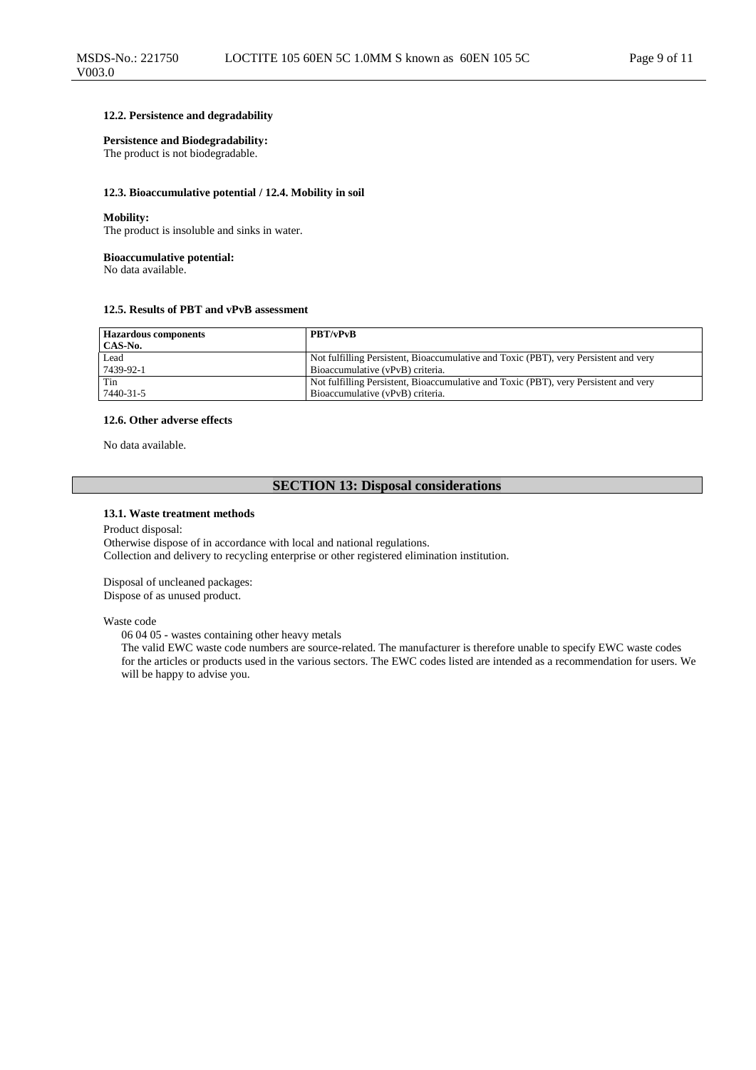### 12.2. Persistence and degradability

**Persistence and Biodegradability:**
The product is not biodegradable.

### 12.3. Bioaccumulative potential / 12.4. Mobility in soil

**Mobility:**
The product is insoluble and sinks in water.

**Bioaccumulative potential:**
No data available.

### 12.5. Results of PBT and vPvB assessment

| Hazardous components CAS-No. | PBT/vPvB |
|---|---|
| Lead 7439-92-1 | Not fulfilling Persistent, Bioaccumulative and Toxic (PBT), very Persistent and very Bioaccumulative (vPvB) criteria. |
| Tin 7440-31-5 | Not fulfilling Persistent, Bioaccumulative and Toxic (PBT), very Persistent and very Bioaccumulative (vPvB) criteria. |

### 12.6. Other adverse effects

No data available.

## SECTION 13: Disposal considerations

### 13.1. Waste treatment methods

Product disposal:
Otherwise dispose of in accordance with local and national regulations.
Collection and delivery to recycling enterprise or other registered elimination institution.

Disposal of uncleaned packages:
Dispose of as unused product.

Waste code
06 04 05 - wastes containing other heavy metals
The valid EWC waste code numbers are source-related. The manufacturer is therefore unable to specify EWC waste codes for the articles or products used in the various sectors. The EWC codes listed are intended as a recommendation for users. We will be happy to advise you.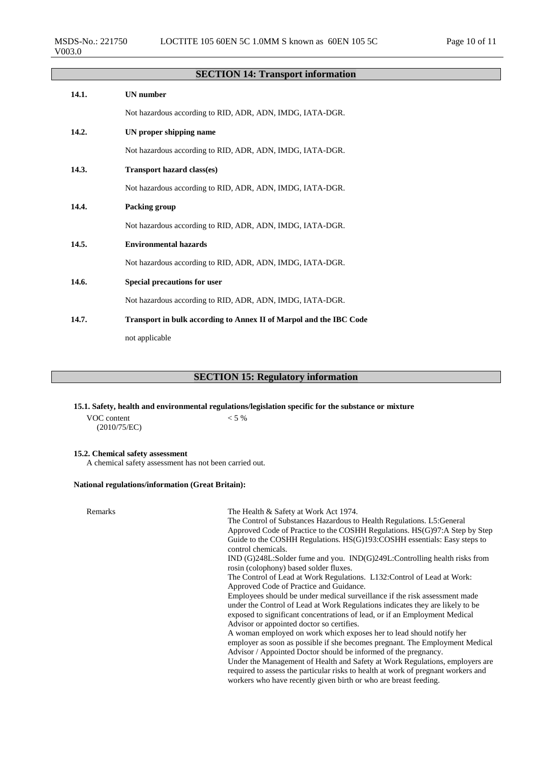## SECTION 14: Transport information

**14.1. UN number**

Not hazardous according to RID, ADR, ADN, IMDG, IATA-DGR.

**14.2. UN proper shipping name**

Not hazardous according to RID, ADR, ADN, IMDG, IATA-DGR.

**14.3. Transport hazard class(es)**

Not hazardous according to RID, ADR, ADN, IMDG, IATA-DGR.

**14.4. Packing group**

Not hazardous according to RID, ADR, ADN, IMDG, IATA-DGR.

**14.5. Environmental hazards**

Not hazardous according to RID, ADR, ADN, IMDG, IATA-DGR.

**14.6. Special precautions for user**

Not hazardous according to RID, ADR, ADN, IMDG, IATA-DGR.

**14.7. Transport in bulk according to Annex II of Marpol and the IBC Code**

not applicable

## SECTION 15: Regulatory information

**15.1. Safety, health and environmental regulations/legislation specific for the substance or mixture**

VOC content (2010/75/EC) < 5 %

**15.2. Chemical safety assessment**

A chemical safety assessment has not been carried out.

**National regulations/information (Great Britain):**

Remarks

The Health & Safety at Work Act 1974.
The Control of Substances Hazardous to Health Regulations. L5:General Approved Code of Practice to the COSHH Regulations. HS(G)97:A Step by Step Guide to the COSHH Regulations. HS(G)193:COSHH essentials: Easy steps to control chemicals.
IND (G)248L:Solder fume and you. IND(G)249L:Controlling health risks from rosin (colophony) based solder fluxes.
The Control of Lead at Work Regulations. L132:Control of Lead at Work: Approved Code of Practice and Guidance.
Employees should be under medical surveillance if the risk assessment made under the Control of Lead at Work Regulations indicates they are likely to be exposed to significant concentrations of lead, or if an Employment Medical Advisor or appointed doctor so certifies.
A woman employed on work which exposes her to lead should notify her employer as soon as possible if she becomes pregnant. The Employment Medical Advisor / Appointed Doctor should be informed of the pregnancy.
Under the Management of Health and Safety at Work Regulations, employers are required to assess the particular risks to health at work of pregnant workers and workers who have recently given birth or who are breast feeding.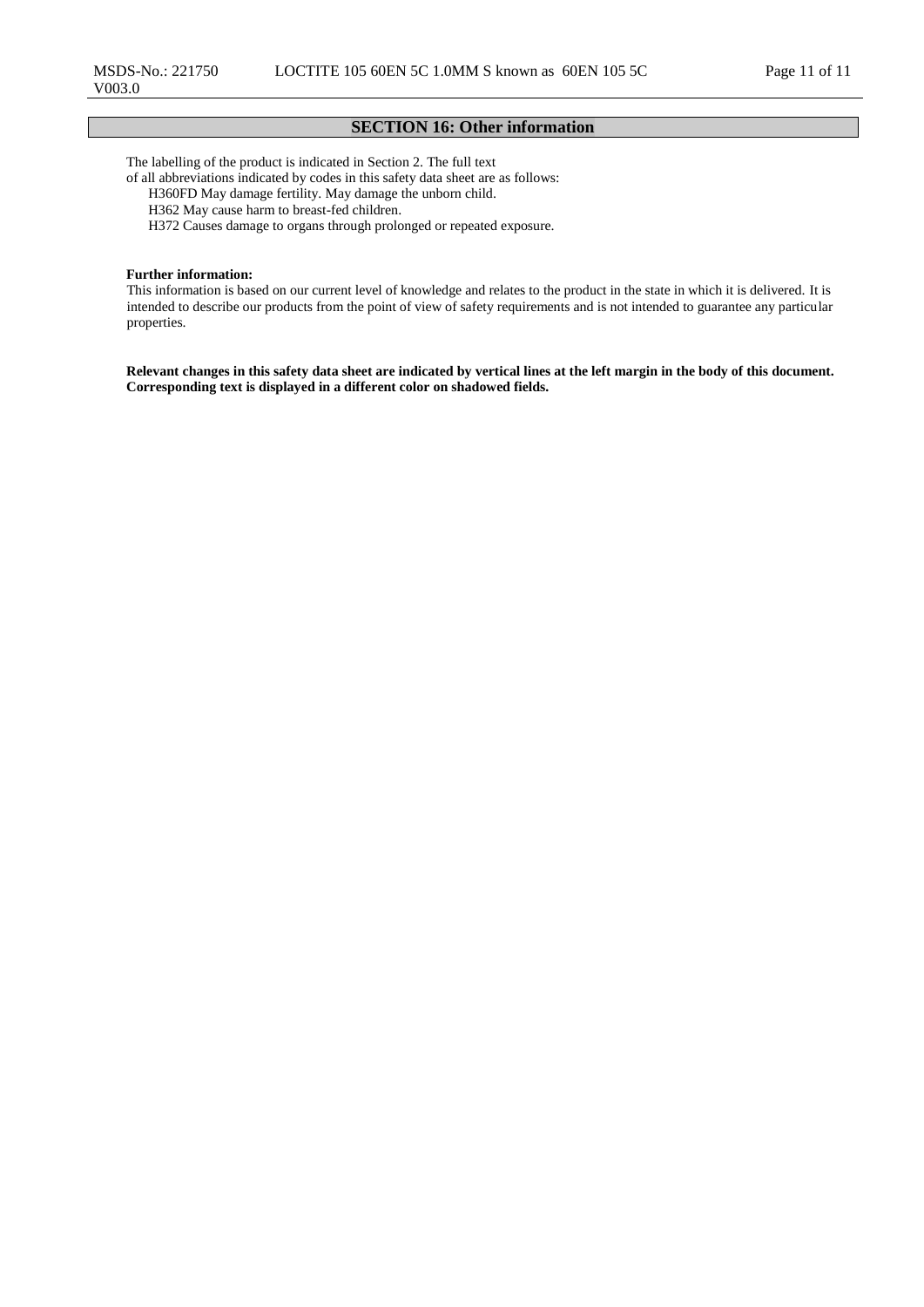## SECTION 16: Other information

The labelling of the product is indicated in Section 2. The full text of all abbreviations indicated by codes in this safety data sheet are as follows:

H360FD May damage fertility. May damage the unborn child.
H362 May cause harm to breast-fed children.
H372 Causes damage to organs through prolonged or repeated exposure.

**Further information:**
This information is based on our current level of knowledge and relates to the product in the state in which it is delivered. It is intended to describe our products from the point of view of safety requirements and is not intended to guarantee any particular properties.

**Relevant changes in this safety data sheet are indicated by vertical lines at the left margin in the body of this document. Corresponding text is displayed in a different color on shadowed fields.**